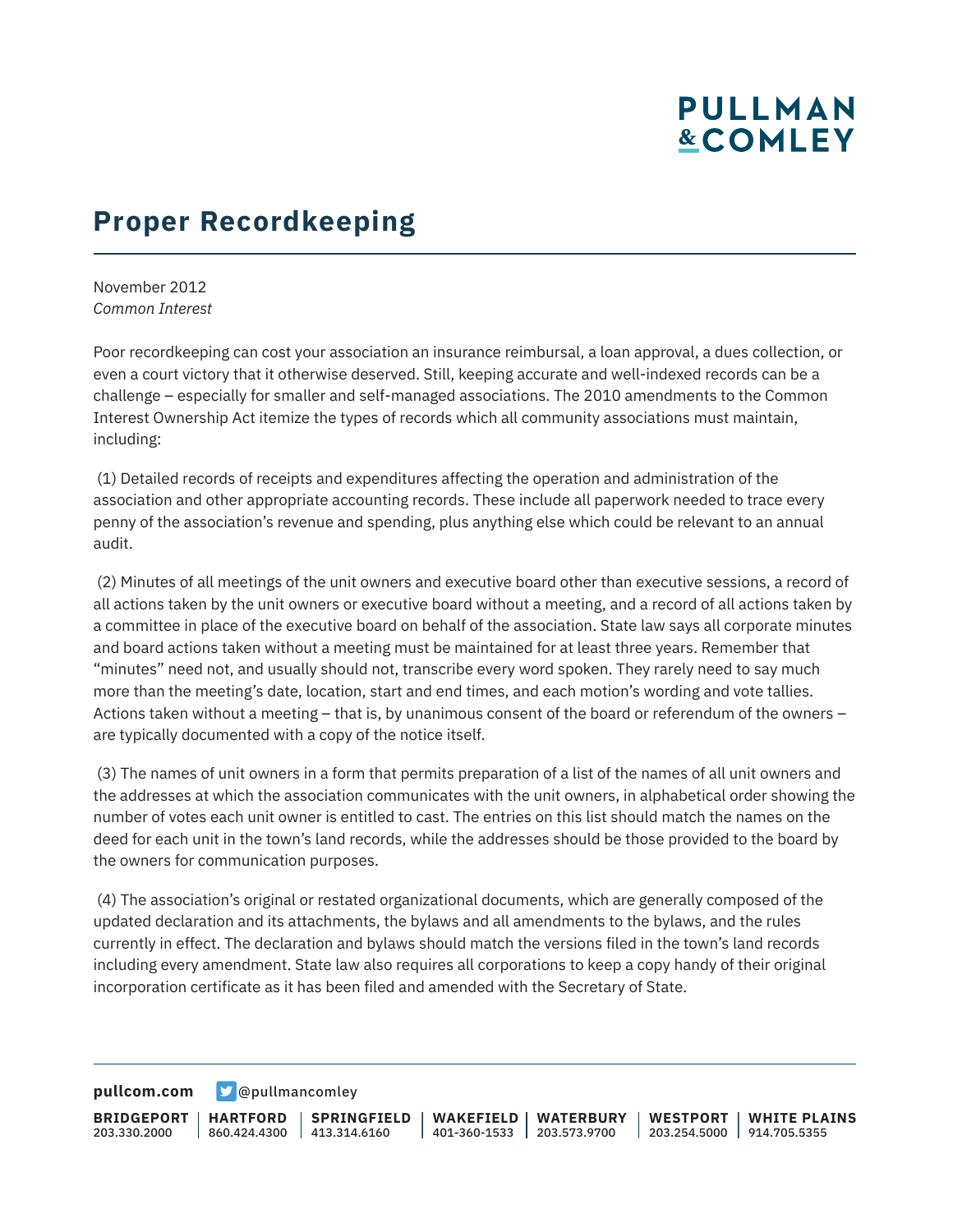# Proper Recordkeeping

November 2012
*Common Interest*

Poor recordkeeping can cost your association an insurance reimbursal, a loan approval, a dues collection, or even a court victory that it otherwise deserved. Still, keeping accurate and well-indexed records can be a challenge – especially for smaller and self-managed associations. The 2010 amendments to the Common Interest Ownership Act itemize the types of records which all community associations must maintain, including:

(1) Detailed records of receipts and expenditures affecting the operation and administration of the association and other appropriate accounting records. These include all paperwork needed to trace every penny of the association's revenue and spending, plus anything else which could be relevant to an annual audit.

(2) Minutes of all meetings of the unit owners and executive board other than executive sessions, a record of all actions taken by the unit owners or executive board without a meeting, and a record of all actions taken by a committee in place of the executive board on behalf of the association. State law says all corporate minutes and board actions taken without a meeting must be maintained for at least three years. Remember that "minutes" need not, and usually should not, transcribe every word spoken. They rarely need to say much more than the meeting's date, location, start and end times, and each motion's wording and vote tallies. Actions taken without a meeting – that is, by unanimous consent of the board or referendum of the owners – are typically documented with a copy of the notice itself.

(3) The names of unit owners in a form that permits preparation of a list of the names of all unit owners and the addresses at which the association communicates with the unit owners, in alphabetical order showing the number of votes each unit owner is entitled to cast. The entries on this list should match the names on the deed for each unit in the town's land records, while the addresses should be those provided to the board by the owners for communication purposes.

(4) The association's original or restated organizational documents, which are generally composed of the updated declaration and its attachments, the bylaws and all amendments to the bylaws, and the rules currently in effect. The declaration and bylaws should match the versions filed in the town's land records including every amendment. State law also requires all corporations to keep a copy handy of their original incorporation certificate as it has been filed and amended with the Secretary of State.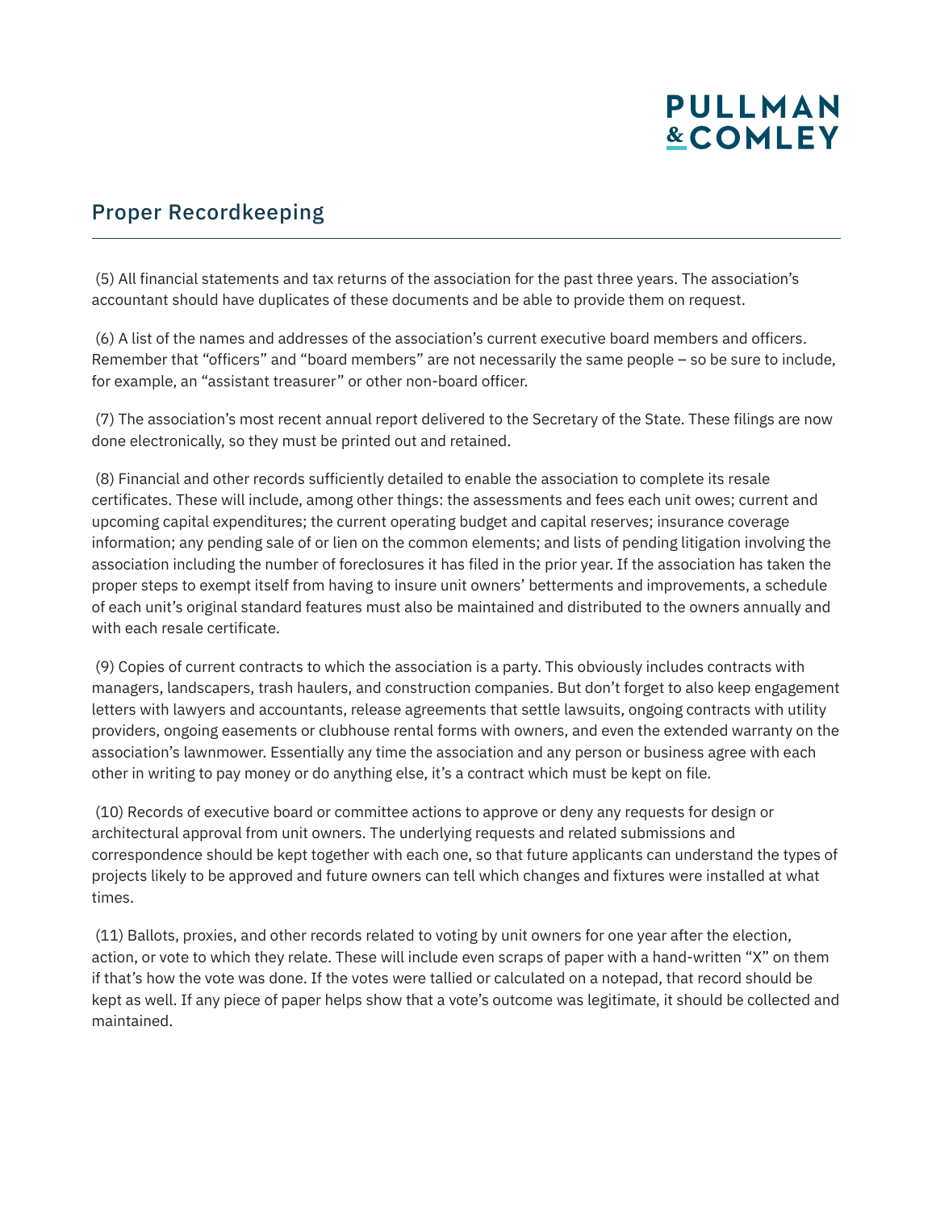## Proper Recordkeeping

(5) All financial statements and tax returns of the association for the past three years. The association's accountant should have duplicates of these documents and be able to provide them on request.

(6) A list of the names and addresses of the association's current executive board members and officers. Remember that "officers" and "board members" are not necessarily the same people – so be sure to include, for example, an "assistant treasurer" or other non-board officer.

(7) The association's most recent annual report delivered to the Secretary of the State. These filings are now done electronically, so they must be printed out and retained.

(8) Financial and other records sufficiently detailed to enable the association to complete its resale certificates. These will include, among other things: the assessments and fees each unit owes; current and upcoming capital expenditures; the current operating budget and capital reserves; insurance coverage information; any pending sale of or lien on the common elements; and lists of pending litigation involving the association including the number of foreclosures it has filed in the prior year. If the association has taken the proper steps to exempt itself from having to insure unit owners' betterments and improvements, a schedule of each unit's original standard features must also be maintained and distributed to the owners annually and with each resale certificate.

(9) Copies of current contracts to which the association is a party. This obviously includes contracts with managers, landscapers, trash haulers, and construction companies. But don't forget to also keep engagement letters with lawyers and accountants, release agreements that settle lawsuits, ongoing contracts with utility providers, ongoing easements or clubhouse rental forms with owners, and even the extended warranty on the association's lawnmower. Essentially any time the association and any person or business agree with each other in writing to pay money or do anything else, it's a contract which must be kept on file.

(10) Records of executive board or committee actions to approve or deny any requests for design or architectural approval from unit owners. The underlying requests and related submissions and correspondence should be kept together with each one, so that future applicants can understand the types of projects likely to be approved and future owners can tell which changes and fixtures were installed at what times.

(11) Ballots, proxies, and other records related to voting by unit owners for one year after the election, action, or vote to which they relate. These will include even scraps of paper with a hand-written "X" on them if that's how the vote was done. If the votes were tallied or calculated on a notepad, that record should be kept as well. If any piece of paper helps show that a vote's outcome was legitimate, it should be collected and maintained.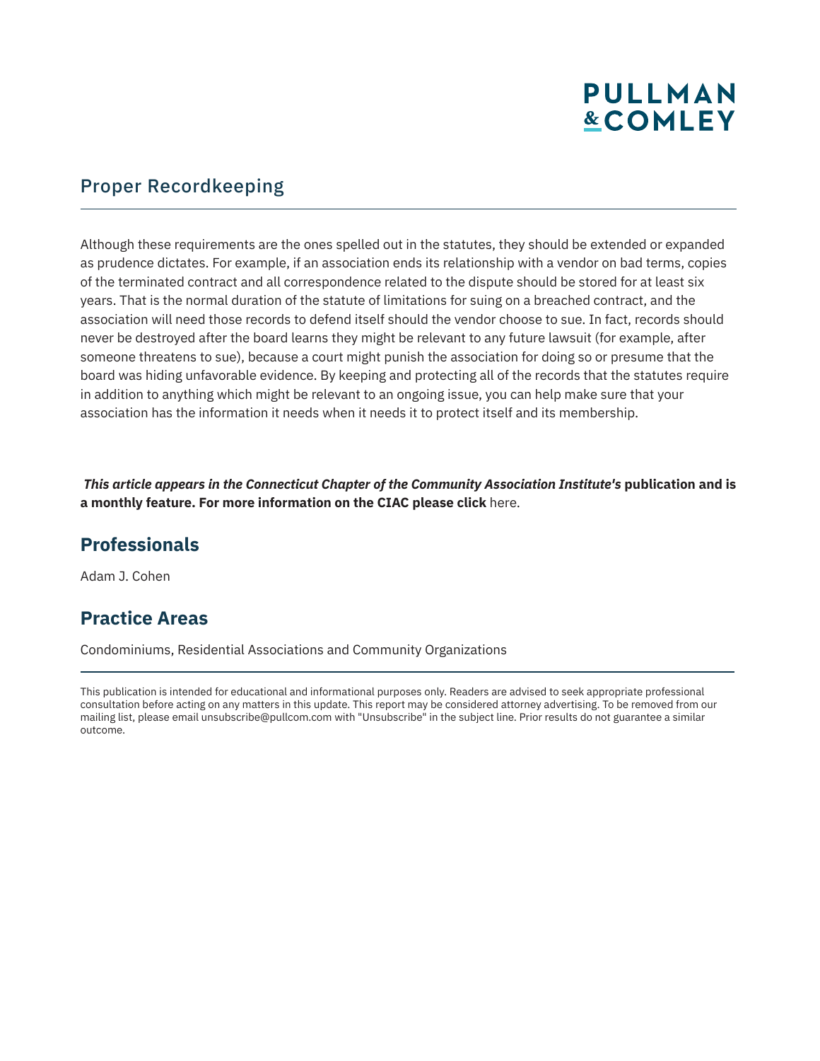## Proper Recordkeeping

Although these requirements are the ones spelled out in the statutes, they should be extended or expanded as prudence dictates. For example, if an association ends its relationship with a vendor on bad terms, copies of the terminated contract and all correspondence related to the dispute should be stored for at least six years. That is the normal duration of the statute of limitations for suing on a breached contract, and the association will need those records to defend itself should the vendor choose to sue. In fact, records should never be destroyed after the board learns they might be relevant to any future lawsuit (for example, after someone threatens to sue), because a court might punish the association for doing so or presume that the board was hiding unfavorable evidence. By keeping and protecting all of the records that the statutes require in addition to anything which might be relevant to an ongoing issue, you can help make sure that your association has the information it needs when it needs it to protect itself and its membership.

***This article appears in the Connecticut Chapter of the Community Association Institute's* publication and is a monthly feature. For more information on the CIAC please click** here.

## Professionals

Adam J. Cohen

## Practice Areas

Condominiums, Residential Associations and Community Organizations

---

This publication is intended for educational and informational purposes only. Readers are advised to seek appropriate professional consultation before acting on any matters in this update. This report may be considered attorney advertising. To be removed from our mailing list, please email unsubscribe@pullcom.com with "Unsubscribe" in the subject line. Prior results do not guarantee a similar outcome.